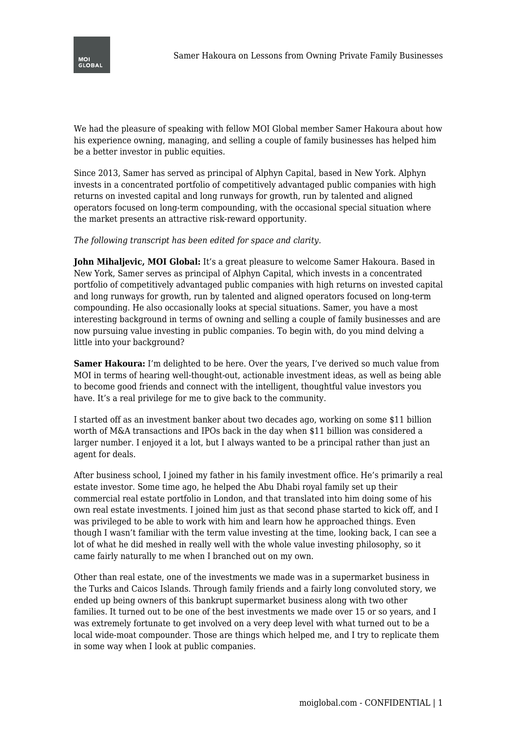We had the pleasure of speaking with fellow MOI Global member Samer Hakoura about how his experience owning, managing, and selling a couple of family businesses has helped him be a better investor in public equities.

Since 2013, Samer has served as principal of Alphyn Capital, based in New York. Alphyn invests in a concentrated portfolio of competitively advantaged public companies with high returns on invested capital and long runways for growth, run by talented and aligned operators focused on long-term compounding, with the occasional special situation where the market presents an attractive risk-reward opportunity.

*The following transcript has been edited for space and clarity.*

**John Mihaljevic, MOI Global:** It's a great pleasure to welcome Samer Hakoura. Based in New York, Samer serves as principal of Alphyn Capital, which invests in a concentrated portfolio of competitively advantaged public companies with high returns on invested capital and long runways for growth, run by talented and aligned operators focused on long-term compounding. He also occasionally looks at special situations. Samer, you have a most interesting background in terms of owning and selling a couple of family businesses and are now pursuing value investing in public companies. To begin with, do you mind delving a little into your background?

**Samer Hakoura:** I'm delighted to be here. Over the years, I've derived so much value from MOI in terms of hearing well-thought-out, actionable investment ideas, as well as being able to become good friends and connect with the intelligent, thoughtful value investors you have. It's a real privilege for me to give back to the community.

I started off as an investment banker about two decades ago, working on some $11 billion worth of M&A transactions and IPOs back in the day when $11 billion was considered a larger number. I enjoyed it a lot, but I always wanted to be a principal rather than just an agent for deals.

After business school, I joined my father in his family investment office. He's primarily a real estate investor. Some time ago, he helped the Abu Dhabi royal family set up their commercial real estate portfolio in London, and that translated into him doing some of his own real estate investments. I joined him just as that second phase started to kick off, and I was privileged to be able to work with him and learn how he approached things. Even though I wasn't familiar with the term value investing at the time, looking back, I can see a lot of what he did meshed in really well with the whole value investing philosophy, so it came fairly naturally to me when I branched out on my own.

Other than real estate, one of the investments we made was in a supermarket business in the Turks and Caicos Islands. Through family friends and a fairly long convoluted story, we ended up being owners of this bankrupt supermarket business along with two other families. It turned out to be one of the best investments we made over 15 or so years, and I was extremely fortunate to get involved on a very deep level with what turned out to be a local wide-moat compounder. Those are things which helped me, and I try to replicate them in some way when I look at public companies.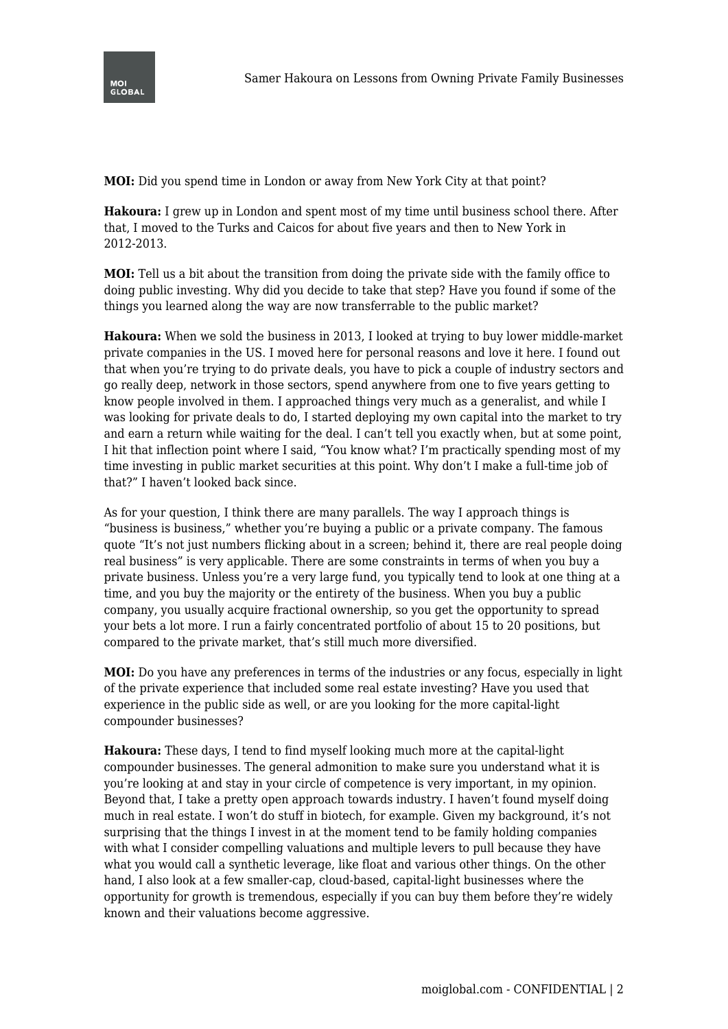**MOI:** Did you spend time in London or away from New York City at that point?

**Hakoura:** I grew up in London and spent most of my time until business school there. After that, I moved to the Turks and Caicos for about five years and then to New York in 2012-2013.

**MOI:** Tell us a bit about the transition from doing the private side with the family office to doing public investing. Why did you decide to take that step? Have you found if some of the things you learned along the way are now transferrable to the public market?

**Hakoura:** When we sold the business in 2013, I looked at trying to buy lower middle-market private companies in the US. I moved here for personal reasons and love it here. I found out that when you're trying to do private deals, you have to pick a couple of industry sectors and go really deep, network in those sectors, spend anywhere from one to five years getting to know people involved in them. I approached things very much as a generalist, and while I was looking for private deals to do, I started deploying my own capital into the market to try and earn a return while waiting for the deal. I can't tell you exactly when, but at some point, I hit that inflection point where I said, "You know what? I'm practically spending most of my time investing in public market securities at this point. Why don't I make a full-time job of that?" I haven't looked back since.

As for your question, I think there are many parallels. The way I approach things is "business is business," whether you're buying a public or a private company. The famous quote "It's not just numbers flicking about in a screen; behind it, there are real people doing real business" is very applicable. There are some constraints in terms of when you buy a private business. Unless you're a very large fund, you typically tend to look at one thing at a time, and you buy the majority or the entirety of the business. When you buy a public company, you usually acquire fractional ownership, so you get the opportunity to spread your bets a lot more. I run a fairly concentrated portfolio of about 15 to 20 positions, but compared to the private market, that's still much more diversified.

**MOI:** Do you have any preferences in terms of the industries or any focus, especially in light of the private experience that included some real estate investing? Have you used that experience in the public side as well, or are you looking for the more capital-light compounder businesses?

**Hakoura:** These days, I tend to find myself looking much more at the capital-light compounder businesses. The general admonition to make sure you understand what it is you're looking at and stay in your circle of competence is very important, in my opinion. Beyond that, I take a pretty open approach towards industry. I haven't found myself doing much in real estate. I won't do stuff in biotech, for example. Given my background, it's not surprising that the things I invest in at the moment tend to be family holding companies with what I consider compelling valuations and multiple levers to pull because they have what you would call a synthetic leverage, like float and various other things. On the other hand, I also look at a few smaller-cap, cloud-based, capital-light businesses where the opportunity for growth is tremendous, especially if you can buy them before they're widely known and their valuations become aggressive.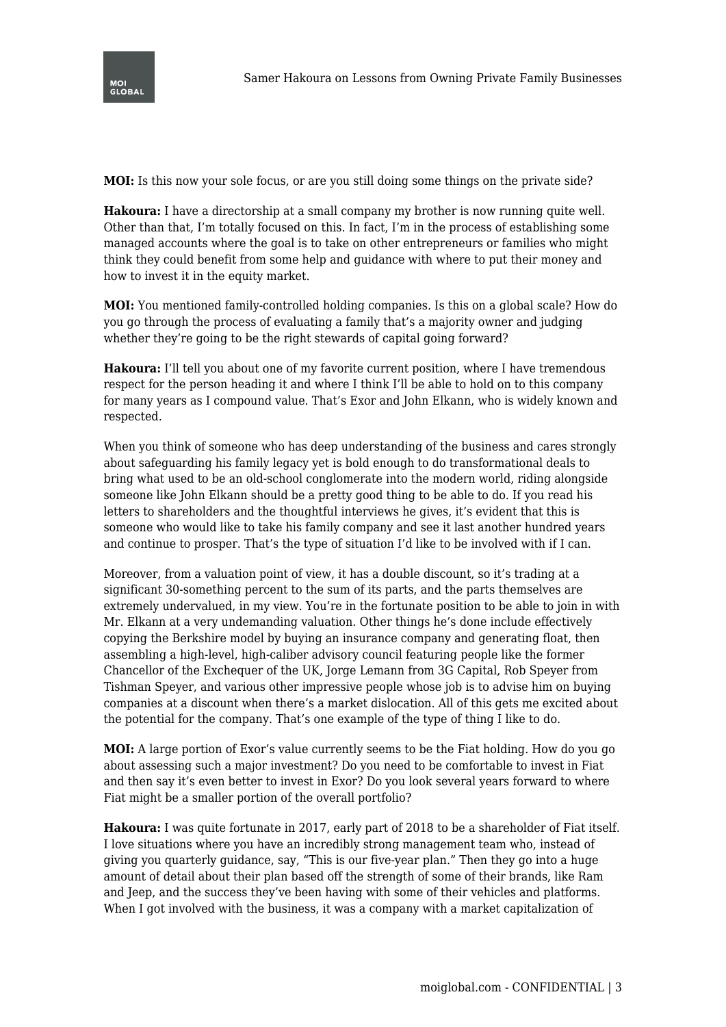**MOI:** Is this now your sole focus, or are you still doing some things on the private side?

**Hakoura:** I have a directorship at a small company my brother is now running quite well. Other than that, I'm totally focused on this. In fact, I'm in the process of establishing some managed accounts where the goal is to take on other entrepreneurs or families who might think they could benefit from some help and guidance with where to put their money and how to invest it in the equity market.

**MOI:** You mentioned family-controlled holding companies. Is this on a global scale? How do you go through the process of evaluating a family that's a majority owner and judging whether they're going to be the right stewards of capital going forward?

**Hakoura:** I'll tell you about one of my favorite current position, where I have tremendous respect for the person heading it and where I think I'll be able to hold on to this company for many years as I compound value. That's Exor and John Elkann, who is widely known and respected.

When you think of someone who has deep understanding of the business and cares strongly about safeguarding his family legacy yet is bold enough to do transformational deals to bring what used to be an old-school conglomerate into the modern world, riding alongside someone like John Elkann should be a pretty good thing to be able to do. If you read his letters to shareholders and the thoughtful interviews he gives, it's evident that this is someone who would like to take his family company and see it last another hundred years and continue to prosper. That's the type of situation I'd like to be involved with if I can.

Moreover, from a valuation point of view, it has a double discount, so it's trading at a significant 30-something percent to the sum of its parts, and the parts themselves are extremely undervalued, in my view. You're in the fortunate position to be able to join in with Mr. Elkann at a very undemanding valuation. Other things he's done include effectively copying the Berkshire model by buying an insurance company and generating float, then assembling a high-level, high-caliber advisory council featuring people like the former Chancellor of the Exchequer of the UK, Jorge Lemann from 3G Capital, Rob Speyer from Tishman Speyer, and various other impressive people whose job is to advise him on buying companies at a discount when there's a market dislocation. All of this gets me excited about the potential for the company. That's one example of the type of thing I like to do.

**MOI:** A large portion of Exor's value currently seems to be the Fiat holding. How do you go about assessing such a major investment? Do you need to be comfortable to invest in Fiat and then say it's even better to invest in Exor? Do you look several years forward to where Fiat might be a smaller portion of the overall portfolio?

**Hakoura:** I was quite fortunate in 2017, early part of 2018 to be a shareholder of Fiat itself. I love situations where you have an incredibly strong management team who, instead of giving you quarterly guidance, say, "This is our five-year plan." Then they go into a huge amount of detail about their plan based off the strength of some of their brands, like Ram and Jeep, and the success they've been having with some of their vehicles and platforms. When I got involved with the business, it was a company with a market capitalization of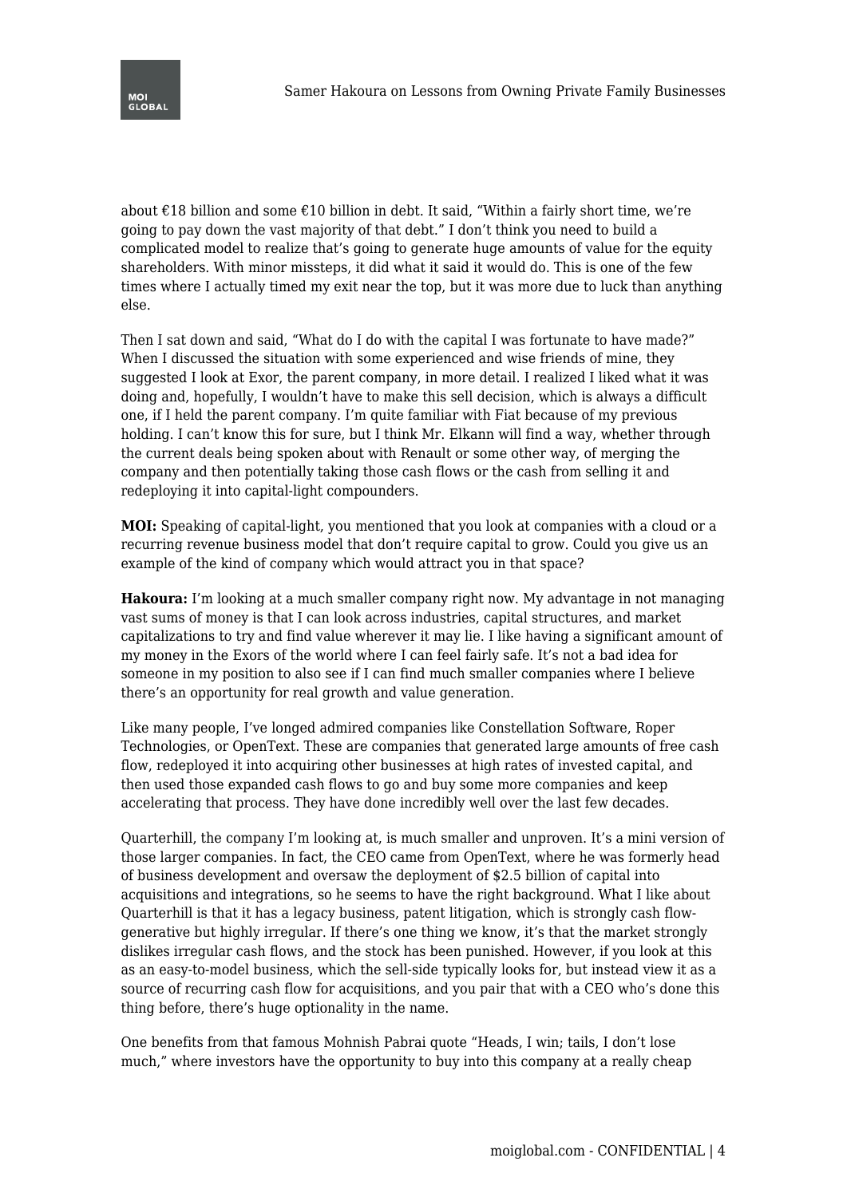about €18 billion and some €10 billion in debt. It said, "Within a fairly short time, we're going to pay down the vast majority of that debt." I don't think you need to build a complicated model to realize that's going to generate huge amounts of value for the equity shareholders. With minor missteps, it did what it said it would do. This is one of the few times where I actually timed my exit near the top, but it was more due to luck than anything else.

Then I sat down and said, "What do I do with the capital I was fortunate to have made?" When I discussed the situation with some experienced and wise friends of mine, they suggested I look at Exor, the parent company, in more detail. I realized I liked what it was doing and, hopefully, I wouldn't have to make this sell decision, which is always a difficult one, if I held the parent company. I'm quite familiar with Fiat because of my previous holding. I can't know this for sure, but I think Mr. Elkann will find a way, whether through the current deals being spoken about with Renault or some other way, of merging the company and then potentially taking those cash flows or the cash from selling it and redeploying it into capital-light compounders.

**MOI:** Speaking of capital-light, you mentioned that you look at companies with a cloud or a recurring revenue business model that don't require capital to grow. Could you give us an example of the kind of company which would attract you in that space?

**Hakoura:** I'm looking at a much smaller company right now. My advantage in not managing vast sums of money is that I can look across industries, capital structures, and market capitalizations to try and find value wherever it may lie. I like having a significant amount of my money in the Exors of the world where I can feel fairly safe. It's not a bad idea for someone in my position to also see if I can find much smaller companies where I believe there's an opportunity for real growth and value generation.

Like many people, I've longed admired companies like Constellation Software, Roper Technologies, or OpenText. These are companies that generated large amounts of free cash flow, redeployed it into acquiring other businesses at high rates of invested capital, and then used those expanded cash flows to go and buy some more companies and keep accelerating that process. They have done incredibly well over the last few decades.

Quarterhill, the company I'm looking at, is much smaller and unproven. It's a mini version of those larger companies. In fact, the CEO came from OpenText, where he was formerly head of business development and oversaw the deployment of $2.5 billion of capital into acquisitions and integrations, so he seems to have the right background. What I like about Quarterhill is that it has a legacy business, patent litigation, which is strongly cash flow-generative but highly irregular. If there's one thing we know, it's that the market strongly dislikes irregular cash flows, and the stock has been punished. However, if you look at this as an easy-to-model business, which the sell-side typically looks for, but instead view it as a source of recurring cash flow for acquisitions, and you pair that with a CEO who's done this thing before, there's huge optionality in the name.

One benefits from that famous Mohnish Pabrai quote "Heads, I win; tails, I don't lose much," where investors have the opportunity to buy into this company at a really cheap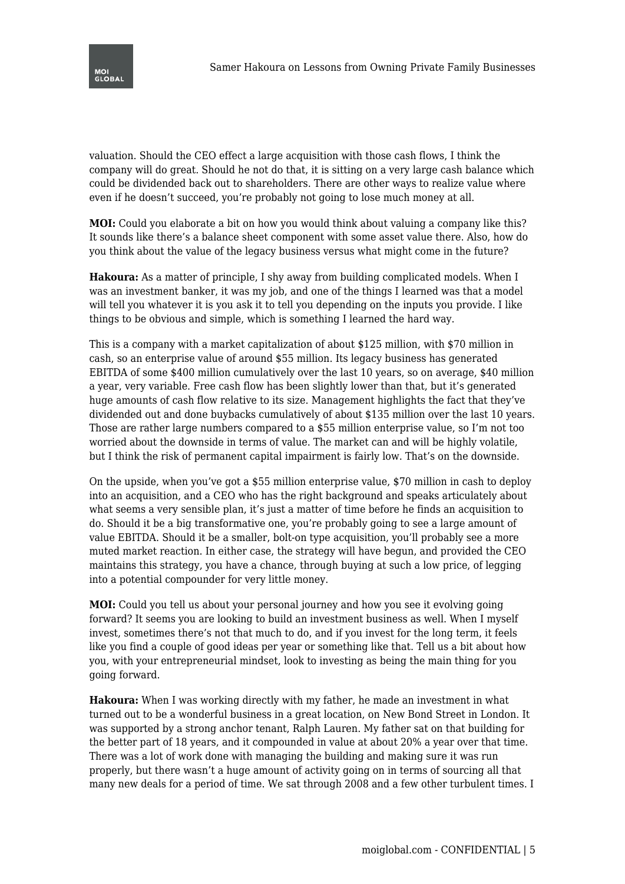valuation. Should the CEO effect a large acquisition with those cash flows, I think the company will do great. Should he not do that, it is sitting on a very large cash balance which could be dividended back out to shareholders. There are other ways to realize value where even if he doesn't succeed, you're probably not going to lose much money at all.

**MOI:** Could you elaborate a bit on how you would think about valuing a company like this? It sounds like there's a balance sheet component with some asset value there. Also, how do you think about the value of the legacy business versus what might come in the future?

**Hakoura:** As a matter of principle, I shy away from building complicated models. When I was an investment banker, it was my job, and one of the things I learned was that a model will tell you whatever it is you ask it to tell you depending on the inputs you provide. I like things to be obvious and simple, which is something I learned the hard way.

This is a company with a market capitalization of about $125 million, with $70 million in cash, so an enterprise value of around $55 million. Its legacy business has generated EBITDA of some $400 million cumulatively over the last 10 years, so on average, $40 million a year, very variable. Free cash flow has been slightly lower than that, but it's generated huge amounts of cash flow relative to its size. Management highlights the fact that they've dividended out and done buybacks cumulatively of about $135 million over the last 10 years. Those are rather large numbers compared to a $55 million enterprise value, so I'm not too worried about the downside in terms of value. The market can and will be highly volatile, but I think the risk of permanent capital impairment is fairly low. That's on the downside.

On the upside, when you've got a $55 million enterprise value, $70 million in cash to deploy into an acquisition, and a CEO who has the right background and speaks articulately about what seems a very sensible plan, it's just a matter of time before he finds an acquisition to do. Should it be a big transformative one, you're probably going to see a large amount of value EBITDA. Should it be a smaller, bolt-on type acquisition, you'll probably see a more muted market reaction. In either case, the strategy will have begun, and provided the CEO maintains this strategy, you have a chance, through buying at such a low price, of legging into a potential compounder for very little money.

**MOI:** Could you tell us about your personal journey and how you see it evolving going forward? It seems you are looking to build an investment business as well. When I myself invest, sometimes there's not that much to do, and if you invest for the long term, it feels like you find a couple of good ideas per year or something like that. Tell us a bit about how you, with your entrepreneurial mindset, look to investing as being the main thing for you going forward.

**Hakoura:** When I was working directly with my father, he made an investment in what turned out to be a wonderful business in a great location, on New Bond Street in London. It was supported by a strong anchor tenant, Ralph Lauren. My father sat on that building for the better part of 18 years, and it compounded in value at about 20% a year over that time. There was a lot of work done with managing the building and making sure it was run properly, but there wasn't a huge amount of activity going on in terms of sourcing all that many new deals for a period of time. We sat through 2008 and a few other turbulent times. I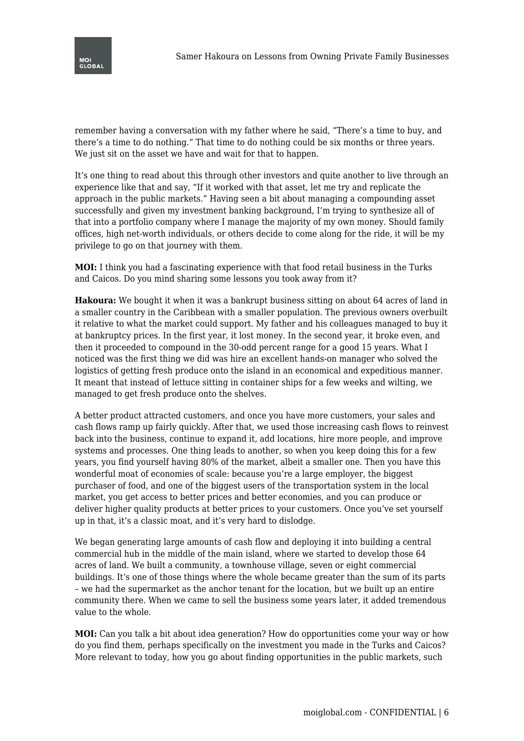remember having a conversation with my father where he said, "There's a time to buy, and there's a time to do nothing." That time to do nothing could be six months or three years. We just sit on the asset we have and wait for that to happen.

It's one thing to read about this through other investors and quite another to live through an experience like that and say, "If it worked with that asset, let me try and replicate the approach in the public markets." Having seen a bit about managing a compounding asset successfully and given my investment banking background, I'm trying to synthesize all of that into a portfolio company where I manage the majority of my own money. Should family offices, high net-worth individuals, or others decide to come along for the ride, it will be my privilege to go on that journey with them.

**MOI:** I think you had a fascinating experience with that food retail business in the Turks and Caicos. Do you mind sharing some lessons you took away from it?

**Hakoura:** We bought it when it was a bankrupt business sitting on about 64 acres of land in a smaller country in the Caribbean with a smaller population. The previous owners overbuilt it relative to what the market could support. My father and his colleagues managed to buy it at bankruptcy prices. In the first year, it lost money. In the second year, it broke even, and then it proceeded to compound in the 30-odd percent range for a good 15 years. What I noticed was the first thing we did was hire an excellent hands-on manager who solved the logistics of getting fresh produce onto the island in an economical and expeditious manner. It meant that instead of lettuce sitting in container ships for a few weeks and wilting, we managed to get fresh produce onto the shelves.

A better product attracted customers, and once you have more customers, your sales and cash flows ramp up fairly quickly. After that, we used those increasing cash flows to reinvest back into the business, continue to expand it, add locations, hire more people, and improve systems and processes. One thing leads to another, so when you keep doing this for a few years, you find yourself having 80% of the market, albeit a smaller one. Then you have this wonderful moat of economies of scale: because you're a large employer, the biggest purchaser of food, and one of the biggest users of the transportation system in the local market, you get access to better prices and better economies, and you can produce or deliver higher quality products at better prices to your customers. Once you've set yourself up in that, it's a classic moat, and it's very hard to dislodge.

We began generating large amounts of cash flow and deploying it into building a central commercial hub in the middle of the main island, where we started to develop those 64 acres of land. We built a community, a townhouse village, seven or eight commercial buildings. It's one of those things where the whole became greater than the sum of its parts – we had the supermarket as the anchor tenant for the location, but we built up an entire community there. When we came to sell the business some years later, it added tremendous value to the whole.

**MOI:** Can you talk a bit about idea generation? How do opportunities come your way or how do you find them, perhaps specifically on the investment you made in the Turks and Caicos? More relevant to today, how you go about finding opportunities in the public markets, such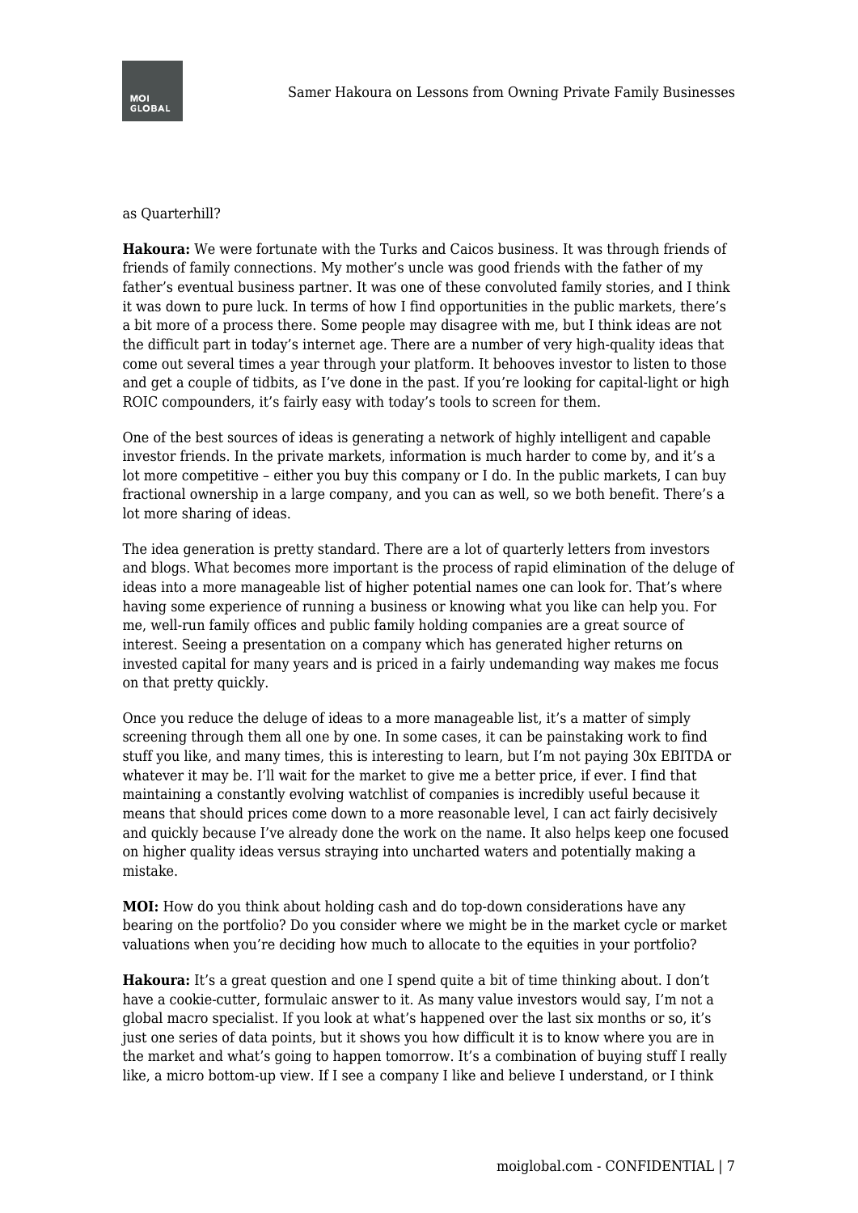as Quarterhill?

**Hakoura:** We were fortunate with the Turks and Caicos business. It was through friends of friends of family connections. My mother's uncle was good friends with the father of my father's eventual business partner. It was one of these convoluted family stories, and I think it was down to pure luck. In terms of how I find opportunities in the public markets, there's a bit more of a process there. Some people may disagree with me, but I think ideas are not the difficult part in today's internet age. There are a number of very high-quality ideas that come out several times a year through your platform. It behooves investor to listen to those and get a couple of tidbits, as I've done in the past. If you're looking for capital-light or high ROIC compounders, it's fairly easy with today's tools to screen for them.

One of the best sources of ideas is generating a network of highly intelligent and capable investor friends. In the private markets, information is much harder to come by, and it's a lot more competitive – either you buy this company or I do. In the public markets, I can buy fractional ownership in a large company, and you can as well, so we both benefit. There's a lot more sharing of ideas.

The idea generation is pretty standard. There are a lot of quarterly letters from investors and blogs. What becomes more important is the process of rapid elimination of the deluge of ideas into a more manageable list of higher potential names one can look for. That's where having some experience of running a business or knowing what you like can help you. For me, well-run family offices and public family holding companies are a great source of interest. Seeing a presentation on a company which has generated higher returns on invested capital for many years and is priced in a fairly undemanding way makes me focus on that pretty quickly.

Once you reduce the deluge of ideas to a more manageable list, it's a matter of simply screening through them all one by one. In some cases, it can be painstaking work to find stuff you like, and many times, this is interesting to learn, but I'm not paying 30x EBITDA or whatever it may be. I'll wait for the market to give me a better price, if ever. I find that maintaining a constantly evolving watchlist of companies is incredibly useful because it means that should prices come down to a more reasonable level, I can act fairly decisively and quickly because I've already done the work on the name. It also helps keep one focused on higher quality ideas versus straying into uncharted waters and potentially making a mistake.

**MOI:** How do you think about holding cash and do top-down considerations have any bearing on the portfolio? Do you consider where we might be in the market cycle or market valuations when you're deciding how much to allocate to the equities in your portfolio?

**Hakoura:** It's a great question and one I spend quite a bit of time thinking about. I don't have a cookie-cutter, formulaic answer to it. As many value investors would say, I'm not a global macro specialist. If you look at what's happened over the last six months or so, it's just one series of data points, but it shows you how difficult it is to know where you are in the market and what's going to happen tomorrow. It's a combination of buying stuff I really like, a micro bottom-up view. If I see a company I like and believe I understand, or I think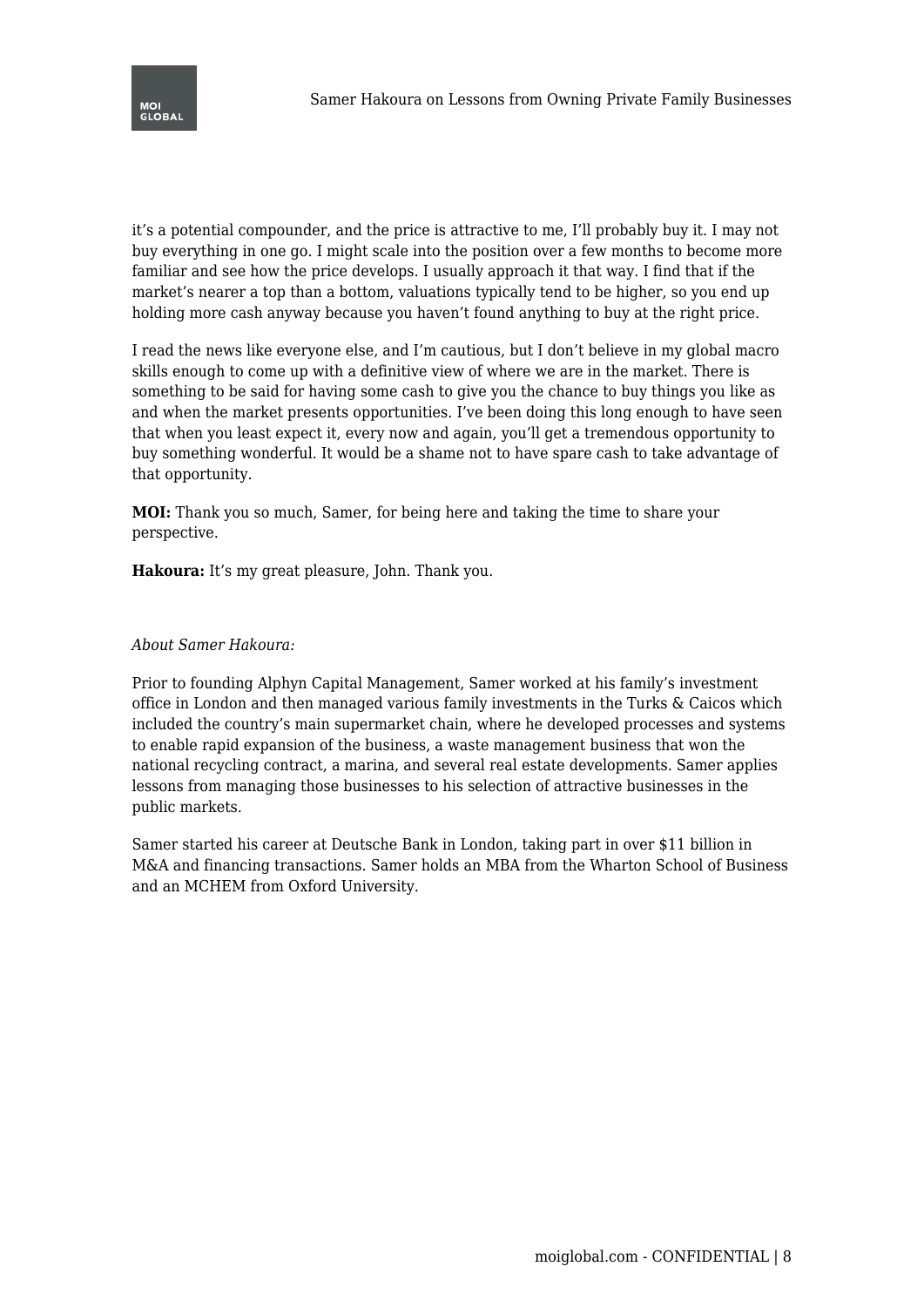it's a potential compounder, and the price is attractive to me, I'll probably buy it. I may not buy everything in one go. I might scale into the position over a few months to become more familiar and see how the price develops. I usually approach it that way. I find that if the market's nearer a top than a bottom, valuations typically tend to be higher, so you end up holding more cash anyway because you haven't found anything to buy at the right price.

I read the news like everyone else, and I'm cautious, but I don't believe in my global macro skills enough to come up with a definitive view of where we are in the market. There is something to be said for having some cash to give you the chance to buy things you like as and when the market presents opportunities. I've been doing this long enough to have seen that when you least expect it, every now and again, you'll get a tremendous opportunity to buy something wonderful. It would be a shame not to have spare cash to take advantage of that opportunity.

**MOI:** Thank you so much, Samer, for being here and taking the time to share your perspective.

**Hakoura:** It's my great pleasure, John. Thank you.

*About Samer Hakoura:*

Prior to founding Alphyn Capital Management, Samer worked at his family's investment office in London and then managed various family investments in the Turks & Caicos which included the country's main supermarket chain, where he developed processes and systems to enable rapid expansion of the business, a waste management business that won the national recycling contract, a marina, and several real estate developments. Samer applies lessons from managing those businesses to his selection of attractive businesses in the public markets.

Samer started his career at Deutsche Bank in London, taking part in over $11 billion in M&A and financing transactions. Samer holds an MBA from the Wharton School of Business and an MCHEM from Oxford University.